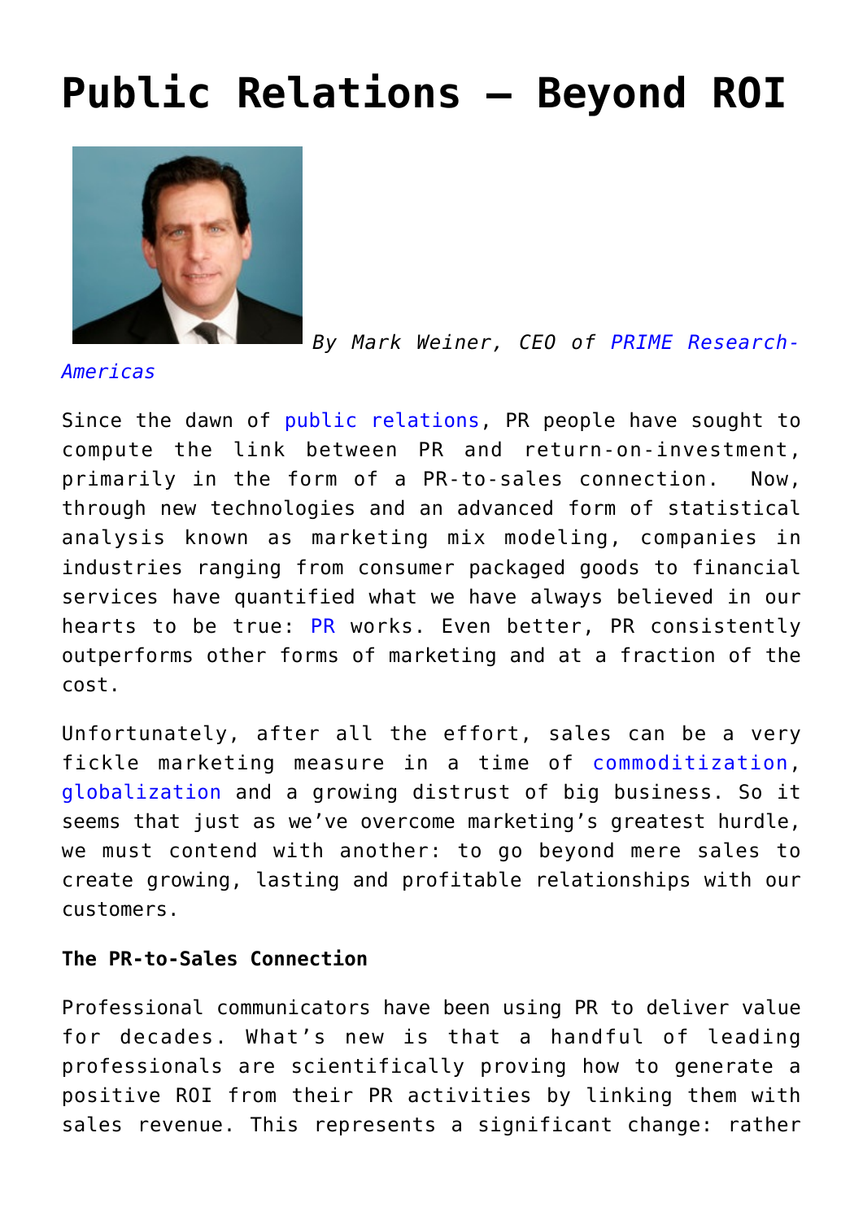# Public Relations – Beyond ROI

*By Mark Weiner, CEO of PRIME Research-Americas*

Since the dawn of public relations, PR people have sought to compute the link between PR and return-on-investment, primarily in the form of a PR-to-sales connection. Now, through new technologies and an advanced form of statistical analysis known as marketing mix modeling, companies in industries ranging from consumer packaged goods to financial services have quantified what we have always believed in our hearts to be true: PR works. Even better, PR consistently outperforms other forms of marketing and at a fraction of the cost.

Unfortunately, after all the effort, sales can be a very fickle marketing measure in a time of commoditization, globalization and a growing distrust of big business. So it seems that just as we've overcome marketing's greatest hurdle, we must contend with another: to go beyond mere sales to create growing, lasting and profitable relationships with our customers.

**The PR-to-Sales Connection**

Professional communicators have been using PR to deliver value for decades. What's new is that a handful of leading professionals are scientifically proving how to generate a positive ROI from their PR activities by linking them with sales revenue. This represents a significant change: rather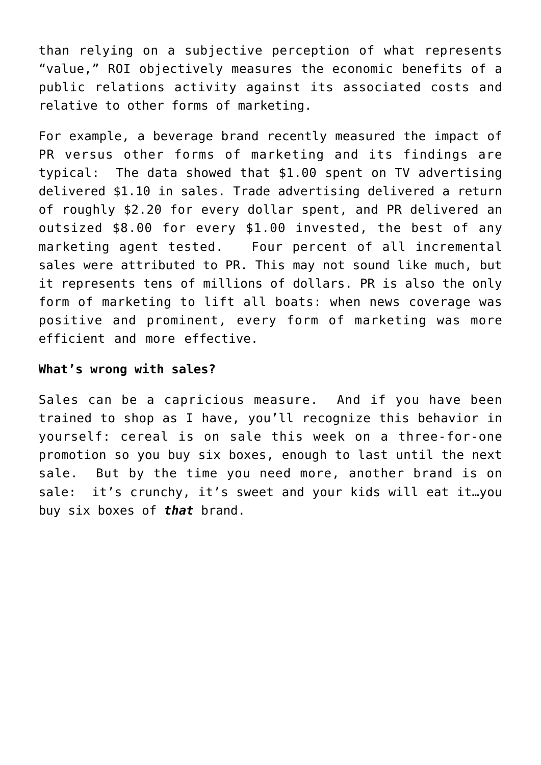than relying on a subjective perception of what represents "value," ROI objectively measures the economic benefits of a public relations activity against its associated costs and relative to other forms of marketing.

For example, a beverage brand recently measured the impact of PR versus other forms of marketing and its findings are typical: The data showed that $1.00 spent on TV advertising delivered $1.10 in sales. Trade advertising delivered a return of roughly $2.20 for every dollar spent, and PR delivered an outsized $8.00 for every $1.00 invested, the best of any marketing agent tested. Four percent of all incremental sales were attributed to PR. This may not sound like much, but it represents tens of millions of dollars. PR is also the only form of marketing to lift all boats: when news coverage was positive and prominent, every form of marketing was more efficient and more effective.

**What's wrong with sales?**

Sales can be a capricious measure. And if you have been trained to shop as I have, you'll recognize this behavior in yourself: cereal is on sale this week on a three-for-one promotion so you buy six boxes, enough to last until the next sale. But by the time you need more, another brand is on sale: it's crunchy, it's sweet and your kids will eat it…you buy six boxes of ***that*** brand.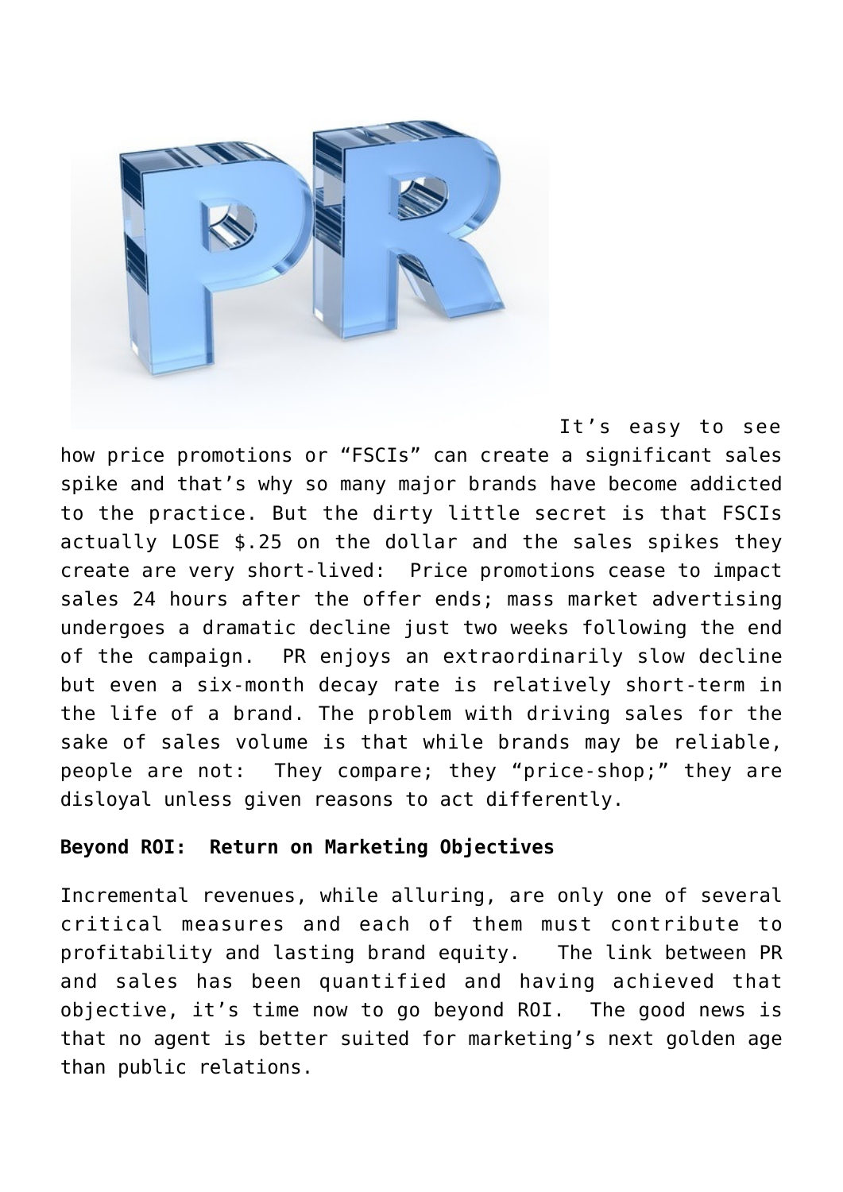It's easy to see how price promotions or "FSCIs" can create a significant sales spike and that's why so many major brands have become addicted to the practice. But the dirty little secret is that FSCIs actually LOSE $.25 on the dollar and the sales spikes they create are very short-lived:  Price promotions cease to impact sales 24 hours after the offer ends; mass market advertising undergoes a dramatic decline just two weeks following the end of the campaign.  PR enjoys an extraordinarily slow decline but even a six-month decay rate is relatively short-term in the life of a brand. The problem with driving sales for the sake of sales volume is that while brands may be reliable, people are not:  They compare; they "price-shop;" they are disloyal unless given reasons to act differently.

**Beyond ROI:  Return on Marketing Objectives**

Incremental revenues, while alluring, are only one of several critical measures and each of them must contribute to profitability and lasting brand equity.   The link between PR and sales has been quantified and having achieved that objective, it's time now to go beyond ROI.  The good news is that no agent is better suited for marketing's next golden age than public relations.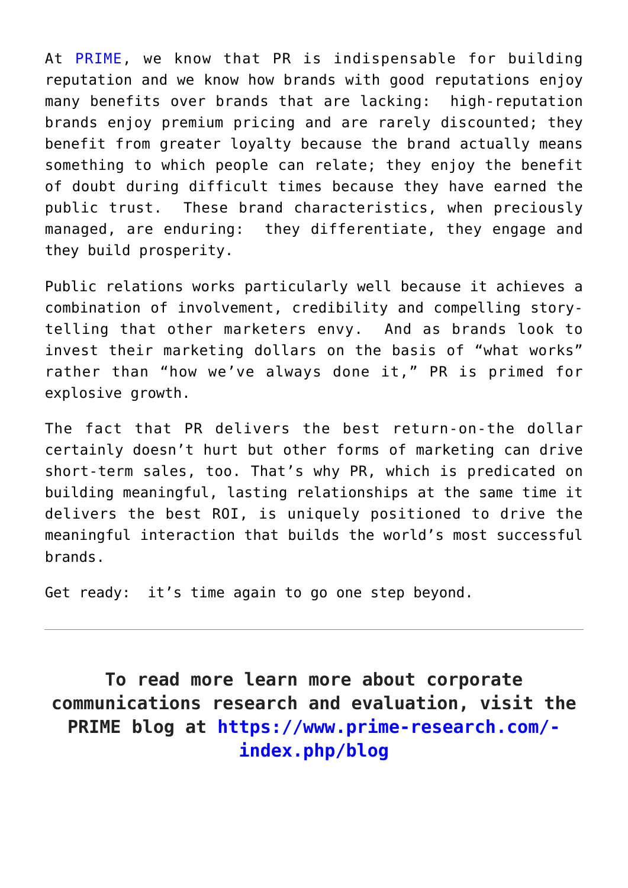At PRIME, we know that PR is indispensable for building reputation and we know how brands with good reputations enjoy many benefits over brands that are lacking:  high-reputation brands enjoy premium pricing and are rarely discounted; they benefit from greater loyalty because the brand actually means something to which people can relate; they enjoy the benefit of doubt during difficult times because they have earned the public trust.  These brand characteristics, when preciously managed, are enduring:  they differentiate, they engage and they build prosperity.

Public relations works particularly well because it achieves a combination of involvement, credibility and compelling story-telling that other marketers envy.  And as brands look to invest their marketing dollars on the basis of "what works" rather than "how we've always done it," PR is primed for explosive growth.

The fact that PR delivers the best return-on-the dollar certainly doesn't hurt but other forms of marketing can drive short-term sales, too. That's why PR, which is predicated on building meaningful, lasting relationships at the same time it delivers the best ROI, is uniquely positioned to drive the meaningful interaction that builds the world's most successful brands.

Get ready:  it's time again to go one step beyond.

---

**To read more learn more about corporate communications research and evaluation, visit the PRIME blog at https://www.prime-research.com/-index.php/blog**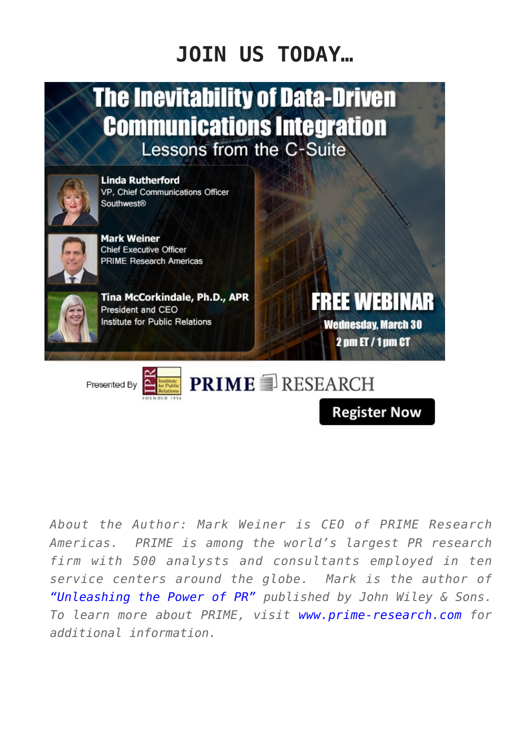# JOIN US TODAY…

**The Inevitability of Data-Driven Communications Integration**

Lessons from the C-Suite

**Linda Rutherford**
VP, Chief Communications Officer
Southwest®

**Mark Weiner**
Chief Executive Officer
PRIME Research Americas

**Tina McCorkindale, Ph.D., APR**
President and CEO
Institute for Public Relations

**FREE WEBINAR**
Wednesday, March 30
2 pm ET / 1 pm CT

Presented By IPR Institute for Public Relations FOUNDED 1956 PRIME RESEARCH

Register Now

*About the Author: Mark Weiner is CEO of PRIME Research Americas. PRIME is among the world's largest PR research firm with 500 analysts and consultants employed in ten service centers around the globe. Mark is the author of "Unleashing the Power of PR" published by John Wiley & Sons. To learn more about PRIME, visit www.prime-research.com for additional information.*